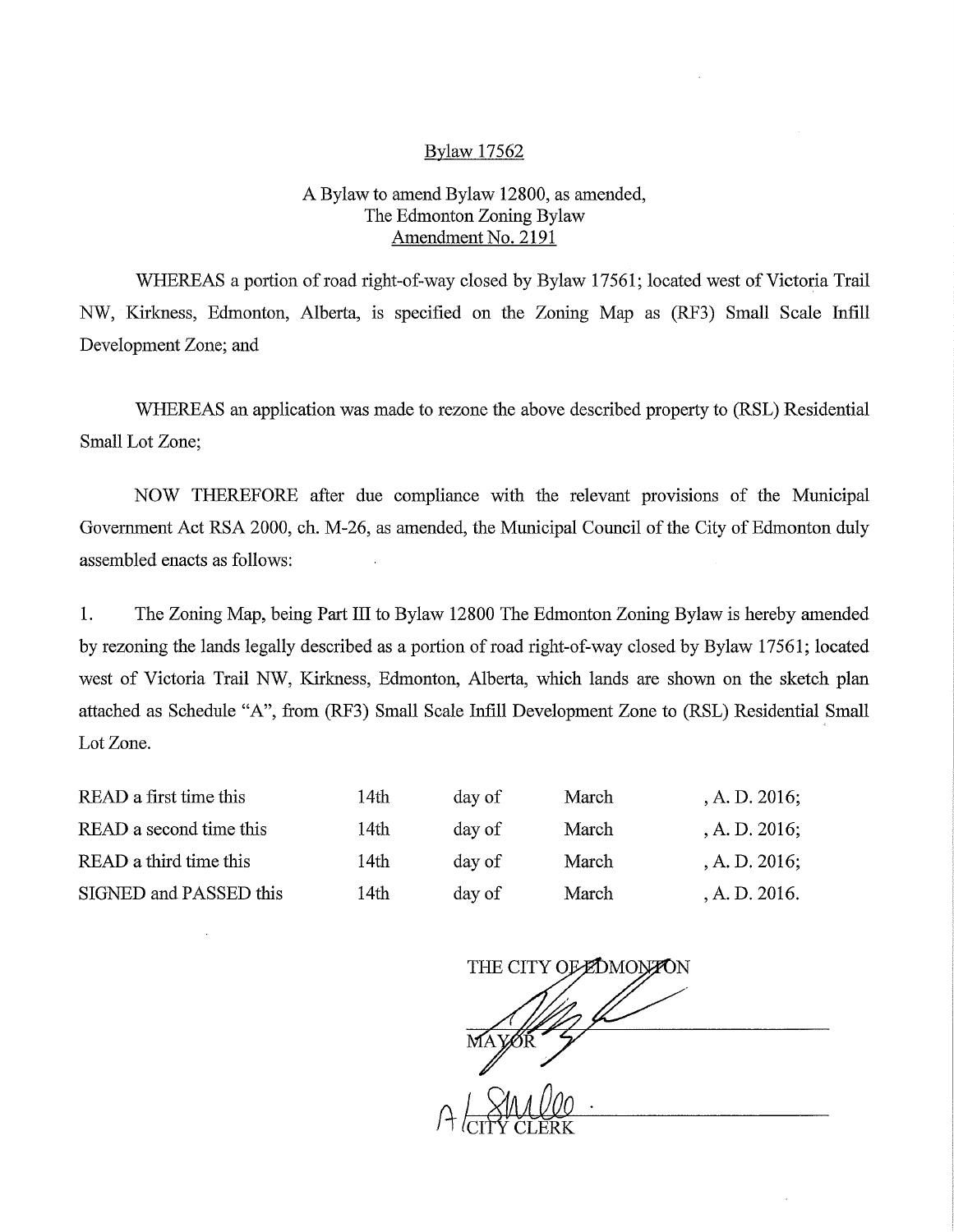<u>Bylaw 17562</u>

A Bylaw to amend Bylaw 12800, as amended,
The Edmonton Zoning Bylaw
<u>Amendment No. 2191</u>

WHEREAS a portion of road right-of-way closed by Bylaw 17561; located west of Victoria Trail NW, Kirkness, Edmonton, Alberta, is specified on the Zoning Map as (RF3) Small Scale Infill Development Zone; and

WHEREAS an application was made to rezone the above described property to (RSL) Residential Small Lot Zone;

NOW THEREFORE after due compliance with the relevant provisions of the Municipal Government Act RSA 2000, ch. M-26, as amended, the Municipal Council of the City of Edmonton duly assembled enacts as follows:

1. The Zoning Map, being Part III to Bylaw 12800 The Edmonton Zoning Bylaw is hereby amended by rezoning the lands legally described as a portion of road right-of-way closed by Bylaw 17561; located west of Victoria Trail NW, Kirkness, Edmonton, Alberta, which lands are shown on the sketch plan attached as Schedule "A", from (RF3) Small Scale Infill Development Zone to (RSL) Residential Small Lot Zone.

| | | | | |
|---|---|---|---|---|
| READ a first time this | 14th | day of | March | , A. D. 2016; |
| READ a second time this | 14th | day of | March | , A. D. 2016; |
| READ a third time this | 14th | day of | March | , A. D. 2016; |
| SIGNED and PASSED this | 14th | day of | March | , A. D. 2016. |

THE CITY OF EDMONTON

MAYOR

CITY CLERK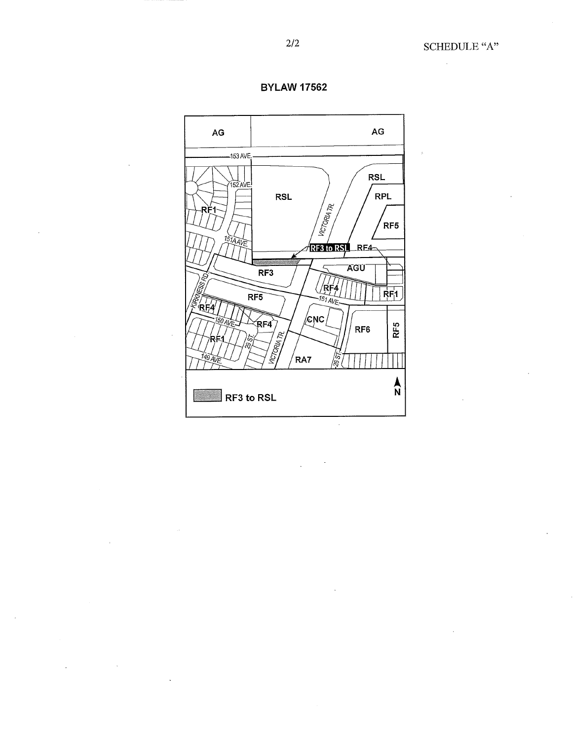SCHEDULE "A"

## BYLAW 17562

AG

AG

153 AVE.

152 AVE.

RSL

RSL

RPL

RF1

VICTORIA TR.

RF5

151A AVE.

RF3 to RSL

RF4

RF3

AGU

KIRKNESS RD.

RF5

RF4

RF1

RF4

151 AVE.

RF4

150 AVE.

CNC

RF6

RF5

RF1

29 ST.

VICTORIA TR.

149 AVE.

RA7

26 ST.

RF3 to RSL

N